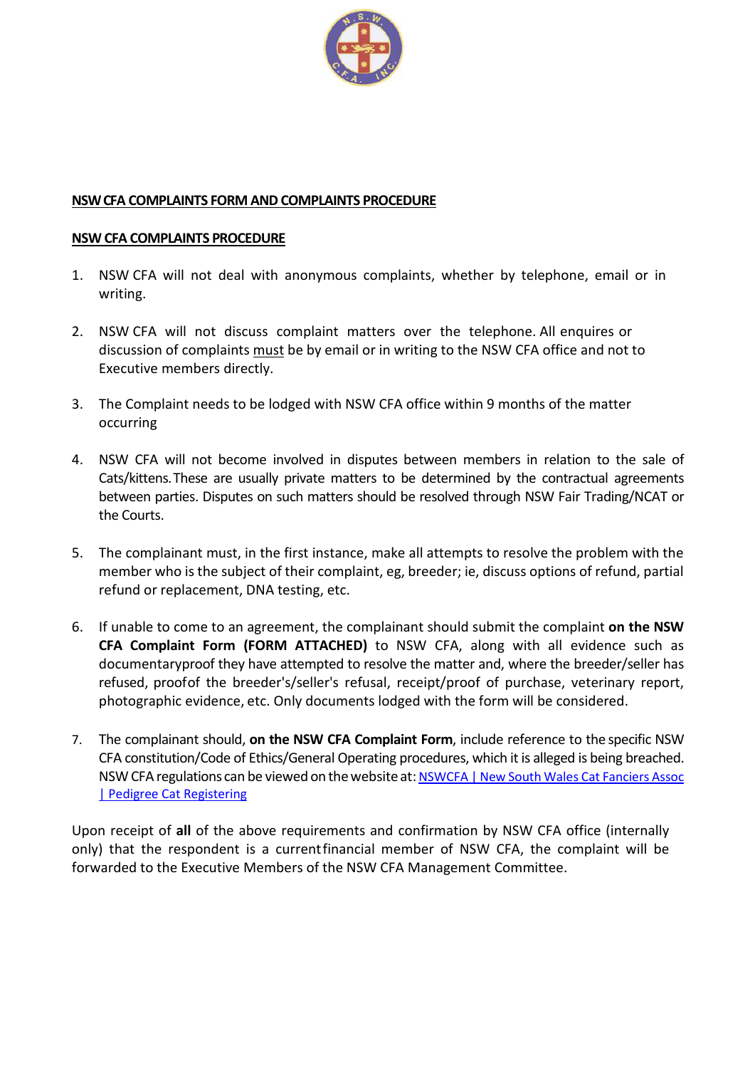## NSW CFA COMPLAINTS FORM AND COMPLAINTS PROCEDURE

## NSW CFA COMPLAINTS PROCEDURE

1. NSW CFA will not deal with anonymous complaints, whether by telephone, email or in writing.

2. NSW CFA will not discuss complaint matters over the telephone. All enquires or discussion of complaints must be by email or in writing to the NSW CFA office and not to Executive members directly.

3. The Complaint needs to be lodged with NSW CFA office within 9 months of the matter occurring

4. NSW CFA will not become involved in disputes between members in relation to the sale of Cats/kittens. These are usually private matters to be determined by the contractual agreements between parties. Disputes on such matters should be resolved through NSW Fair Trading/NCAT or the Courts.

5. The complainant must, in the first instance, make all attempts to resolve the problem with the member who is the subject of their complaint, eg, breeder; ie, discuss options of refund, partial refund or replacement, DNA testing, etc.

6. If unable to come to an agreement, the complainant should submit the complaint **on the NSW CFA Complaint Form (FORM ATTACHED)** to NSW CFA, along with all evidence such as documentaryproof they have attempted to resolve the matter and, where the breeder/seller has refused, proofof the breeder's/seller's refusal, receipt/proof of purchase, veterinary report, photographic evidence, etc. Only documents lodged with the form will be considered.

7. The complainant should, **on the NSW CFA Complaint Form**, include reference to the specific NSW CFA constitution/Code of Ethics/General Operating procedures, which it is alleged is being breached. NSW CFA regulations can be viewed on the website at: [NSWCFA | New South Wales Cat Fanciers Assoc | Pedigree Cat Registering]

Upon receipt of **all** of the above requirements and confirmation by NSW CFA office (internally only) that the respondent is a currentfinancial member of NSW CFA, the complaint will be forwarded to the Executive Members of the NSW CFA Management Committee.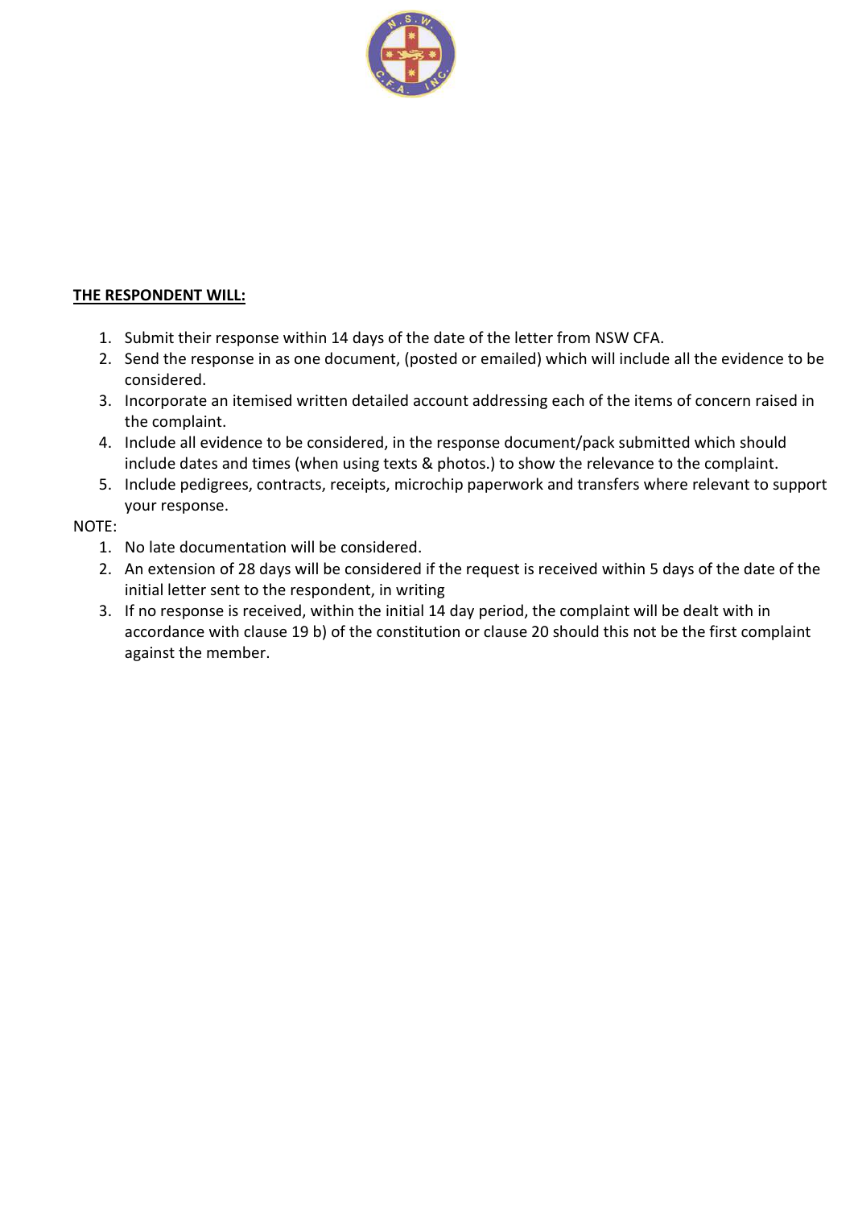**<u>THE RESPONDENT WILL:</u>**

1. Submit their response within 14 days of the date of the letter from NSW CFA.
2. Send the response in as one document, (posted or emailed) which will include all the evidence to be considered.
3. Incorporate an itemised written detailed account addressing each of the items of concern raised in the complaint.
4. Include all evidence to be considered, in the response document/pack submitted which should include dates and times (when using texts & photos.) to show the relevance to the complaint.
5. Include pedigrees, contracts, receipts, microchip paperwork and transfers where relevant to support your response.

NOTE:

1. No late documentation will be considered.
2. An extension of 28 days will be considered if the request is received within 5 days of the date of the initial letter sent to the respondent, in writing
3. If no response is received, within the initial 14 day period, the complaint will be dealt with in accordance with clause 19 b) of the constitution or clause 20 should this not be the first complaint against the member.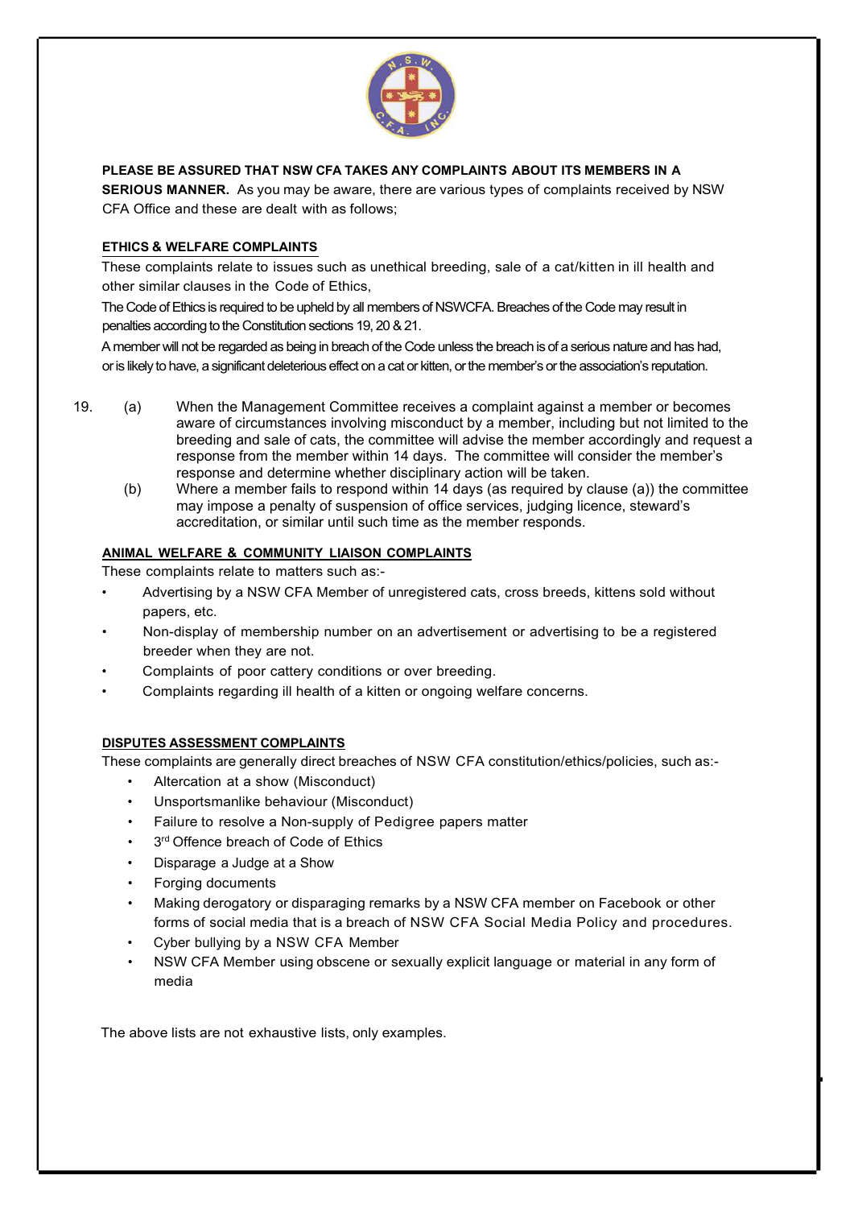**PLEASE BE ASSURED THAT NSW CFA TAKES ANY COMPLAINTS ABOUT ITS MEMBERS IN A SERIOUS MANNER.** As you may be aware, there are various types of complaints received by NSW CFA Office and these are dealt with as follows;

## ETHICS & WELFARE COMPLAINTS

These complaints relate to issues such as unethical breeding, sale of a cat/kitten in ill health and other similar clauses in the Code of Ethics,

The Code of Ethics is required to be upheld by all members of NSWCFA. Breaches of the Code may result in penalties according to the Constitution sections 19, 20 & 21.

A member will not be regarded as being in breach of the Code unless the breach is of a serious nature and has had, or is likely to have, a significant deleterious effect on a cat or kitten, or the member's or the association's reputation.

19. (a) When the Management Committee receives a complaint against a member or becomes aware of circumstances involving misconduct by a member, including but not limited to the breeding and sale of cats, the committee will advise the member accordingly and request a response from the member within 14 days. The committee will consider the member's response and determine whether disciplinary action will be taken.

    (b) Where a member fails to respond within 14 days (as required by clause (a)) the committee may impose a penalty of suspension of office services, judging licence, steward's accreditation, or similar until such time as the member responds.

## ANIMAL WELFARE & COMMUNITY LIAISON COMPLAINTS

These complaints relate to matters such as:-

- Advertising by a NSW CFA Member of unregistered cats, cross breeds, kittens sold without papers, etc.
- Non-display of membership number on an advertisement or advertising to be a registered breeder when they are not.
- Complaints of poor cattery conditions or over breeding.
- Complaints regarding ill health of a kitten or ongoing welfare concerns.

## DISPUTES ASSESSMENT COMPLAINTS

These complaints are generally direct breaches of NSW CFA constitution/ethics/policies, such as:-

- Altercation at a show (Misconduct)
- Unsportsmanlike behaviour (Misconduct)
- Failure to resolve a Non-supply of Pedigree papers matter
- 3rd Offence breach of Code of Ethics
- Disparage a Judge at a Show
- Forging documents
- Making derogatory or disparaging remarks by a NSW CFA member on Facebook or other forms of social media that is a breach of NSW CFA Social Media Policy and procedures.
- Cyber bullying by a NSW CFA Member
- NSW CFA Member using obscene or sexually explicit language or material in any form of media

The above lists are not exhaustive lists, only examples.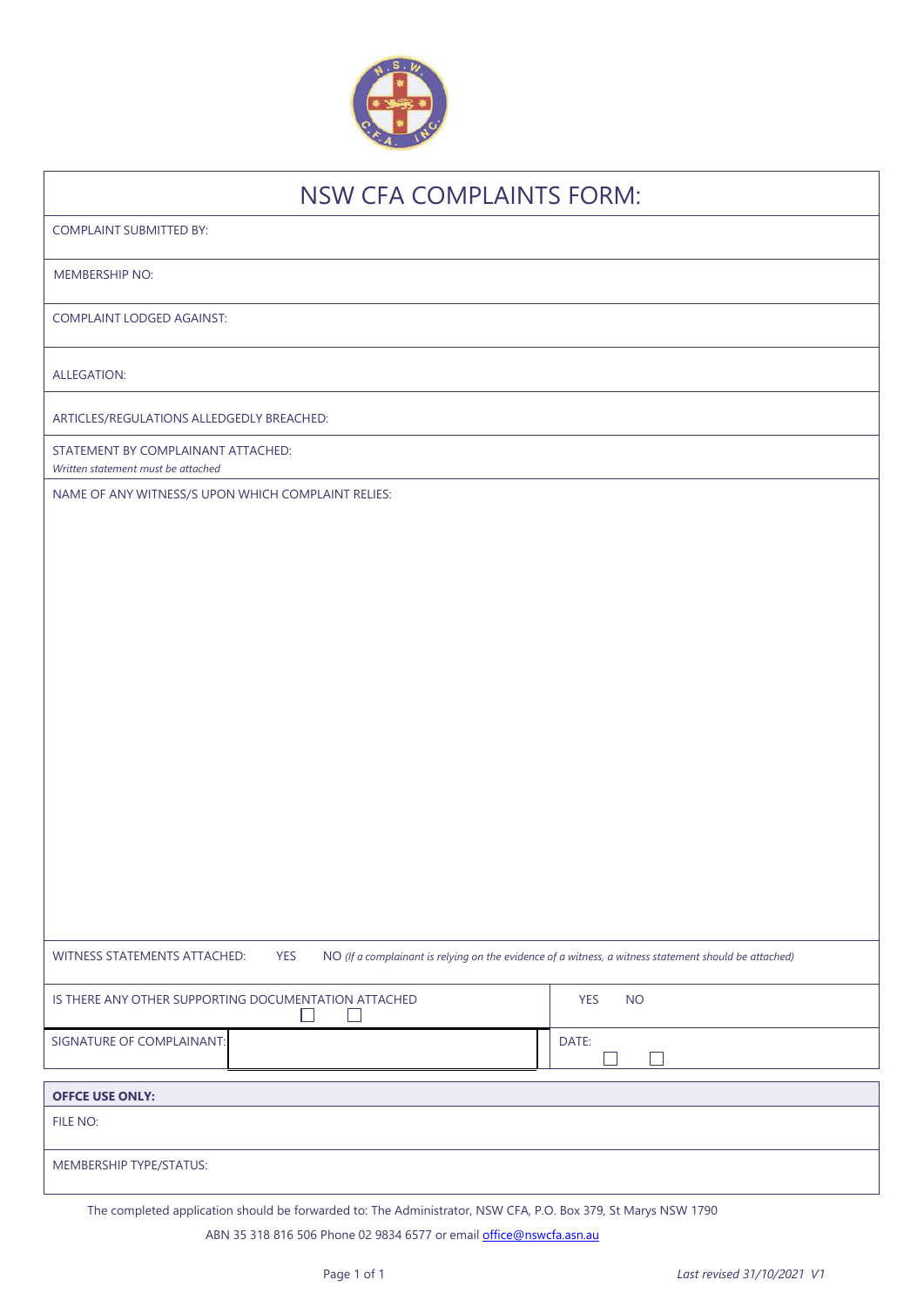# NSW CFA COMPLAINTS FORM:

COMPLAINT SUBMITTED BY:

MEMBERSHIP NO:

COMPLAINT LODGED AGAINST:

ALLEGATION:

ARTICLES/REGULATIONS ALLEDGEDLY BREACHED:

STATEMENT BY COMPLAINANT ATTACHED:
*Written statement must be attached*

NAME OF ANY WITNESS/S UPON WHICH COMPLAINT RELIES:

WITNESS STATEMENTS ATTACHED: YES NO *(If a complainant is relying on the evidence of a witness, a witness statement should be attached)*

| | |
|---|---|
| IS THERE ANY OTHER SUPPORTING DOCUMENTATION ATTACHED ☐ ☐ | YES NO |
| SIGNATURE OF COMPLAINANT: | DATE: ☐ ☐ |

**OFFCE USE ONLY:**

FILE NO:

MEMBERSHIP TYPE/STATUS:

The completed application should be forwarded to: The Administrator, NSW CFA, P.O. Box 379, St Marys NSW 1790

ABN 35 318 816 506 Phone 02 9834 6577 or email office@nswcfa.asn.au

*Last revised 31/10/2021 V1*